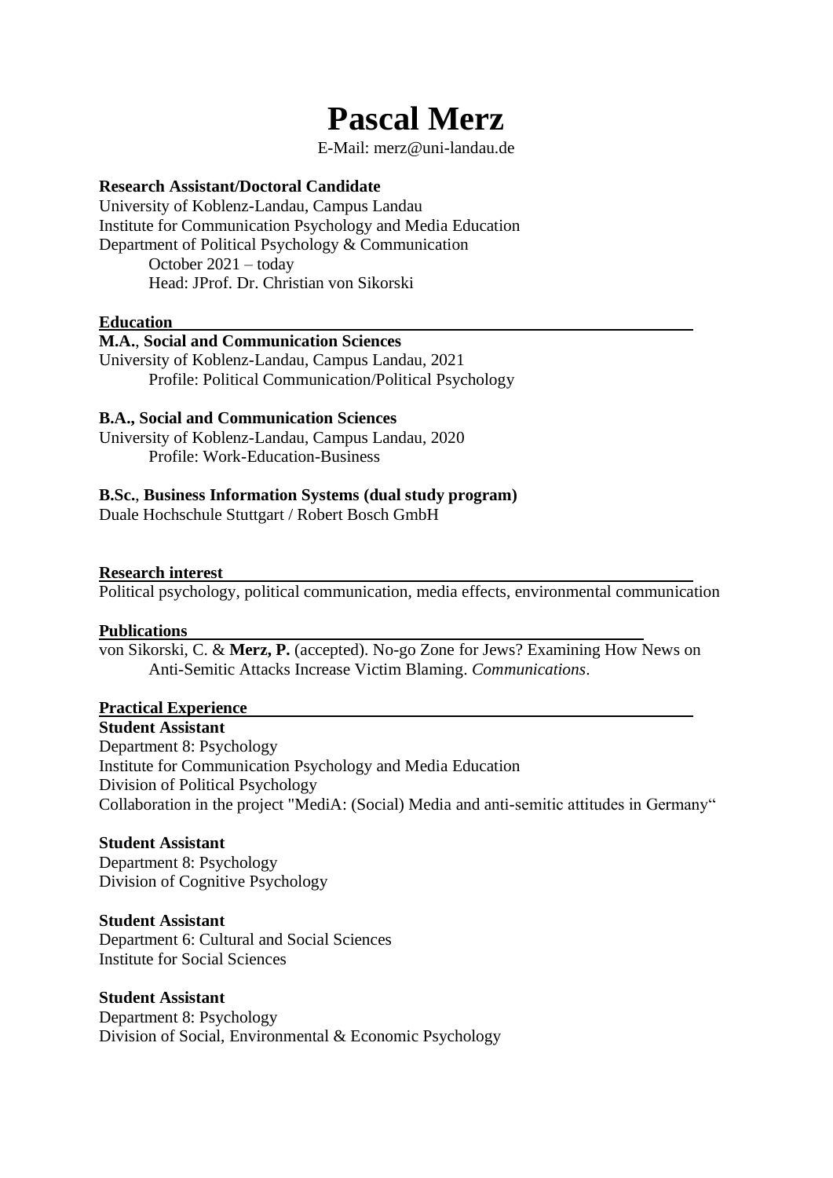# Pascal Merz

E-Mail: merz@uni-landau.de

**Research Assistant/Doctoral Candidate**
University of Koblenz-Landau, Campus Landau
Institute for Communication Psychology and Media Education
Department of Political Psychology & Communication
October 2021 – today
Head: JProf. Dr. Christian von Sikorski

## Education

**M.A., Social and Communication Sciences**
University of Koblenz-Landau, Campus Landau, 2021
Profile: Political Communication/Political Psychology

**B.A., Social and Communication Sciences**
University of Koblenz-Landau, Campus Landau, 2020
Profile: Work-Education-Business

**B.Sc., Business Information Systems (dual study program)**
Duale Hochschule Stuttgart / Robert Bosch GmbH

## Research interest

Political psychology, political communication, media effects, environmental communication

## Publications

von Sikorski, C. & **Merz, P.** (accepted). No-go Zone for Jews? Examining How News on Anti-Semitic Attacks Increase Victim Blaming. *Communications*.

## Practical Experience

**Student Assistant**
Department 8: Psychology
Institute for Communication Psychology and Media Education
Division of Political Psychology
Collaboration in the project "MediA: (Social) Media and anti-semitic attitudes in Germany"

**Student Assistant**
Department 8: Psychology
Division of Cognitive Psychology

**Student Assistant**
Department 6: Cultural and Social Sciences
Institute for Social Sciences

**Student Assistant**
Department 8: Psychology
Division of Social, Environmental & Economic Psychology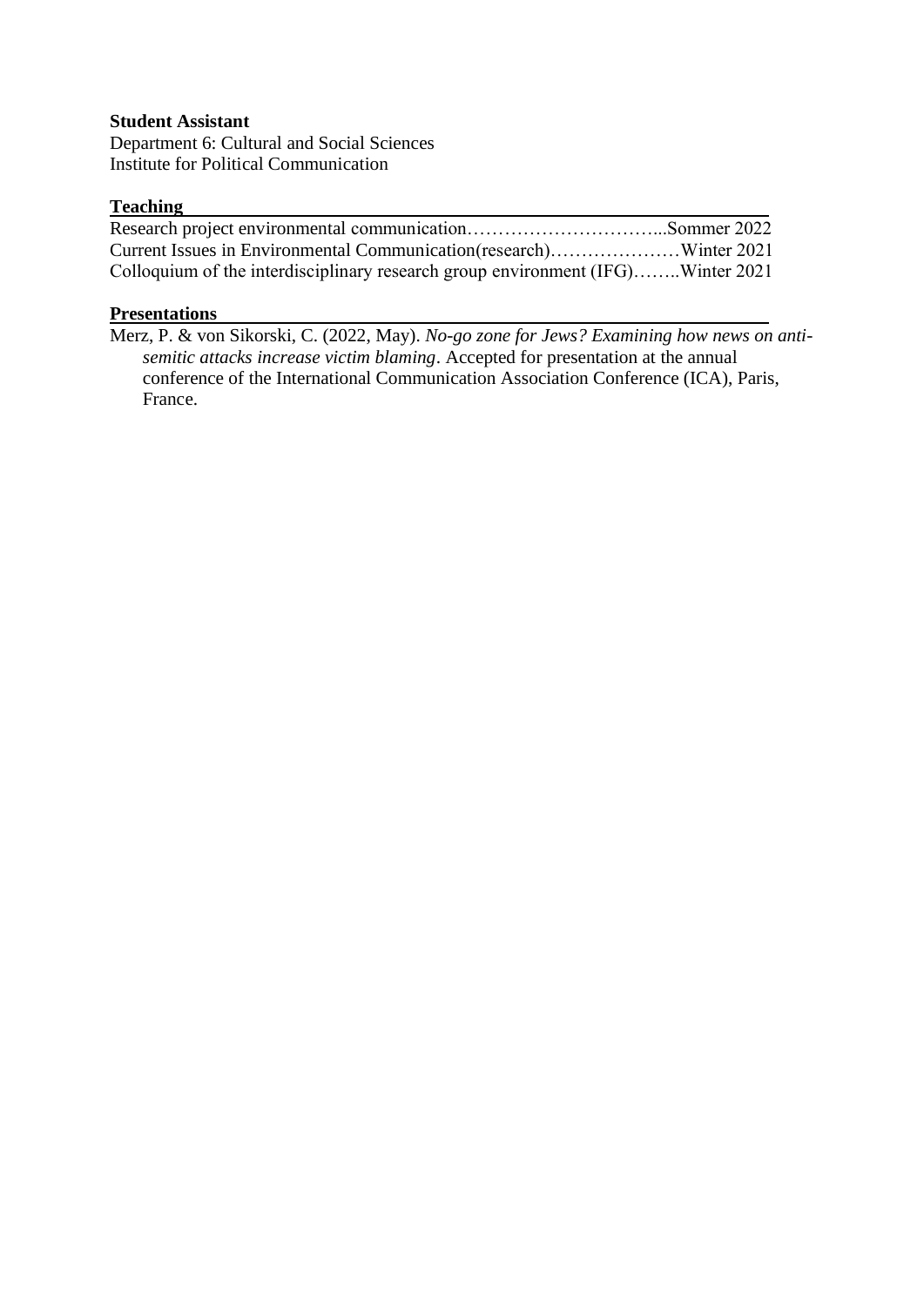**Student Assistant**
Department 6: Cultural and Social Sciences
Institute for Political Communication

## Teaching

Research project environmental communication…………………………...Sommer 2022
Current Issues in Environmental Communication(research)…………………Winter 2021
Colloquium of the interdisciplinary research group environment (IFG)……..Winter 2021

## Presentations

Merz, P. & von Sikorski, C. (2022, May). *No-go zone for Jews? Examining how news on anti-semitic attacks increase victim blaming*. Accepted for presentation at the annual conference of the International Communication Association Conference (ICA), Paris, France.